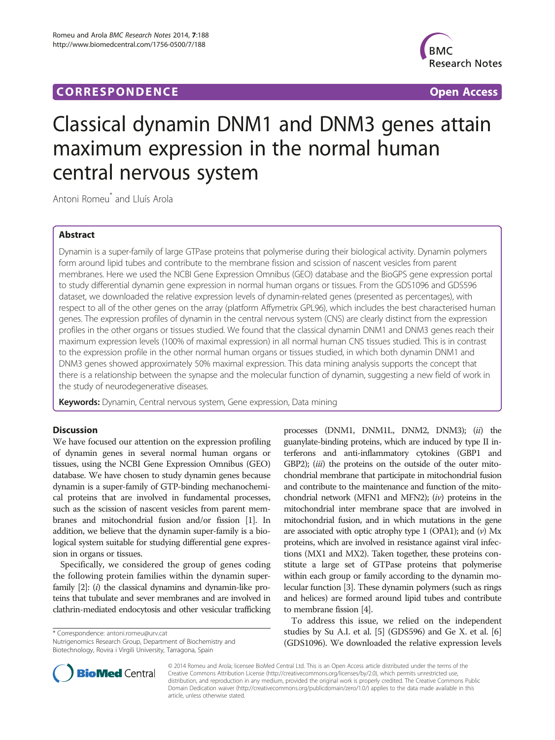**CORRESPONDENCE** **Open Access**

# Classical dynamin DNM1 and DNM3 genes attain maximum expression in the normal human central nervous system

Antoni Romeu* and Lluís Arola

## Abstract

Dynamin is a super-family of large GTPase proteins that polymerise during their biological activity. Dynamin polymers form around lipid tubes and contribute to the membrane fission and scission of nascent vesicles from parent membranes. Here we used the NCBI Gene Expression Omnibus (GEO) database and the BioGPS gene expression portal to study differential dynamin gene expression in normal human organs or tissues. From the GDS1096 and GDS596 dataset, we downloaded the relative expression levels of dynamin-related genes (presented as percentages), with respect to all of the other genes on the array (platform Affymetrix GPL96), which includes the best characterised human genes. The expression profiles of dynamin in the central nervous system (CNS) are clearly distinct from the expression profiles in the other organs or tissues studied. We found that the classical dynamin DNM1 and DNM3 genes reach their maximum expression levels (100% of maximal expression) in all normal human CNS tissues studied. This is in contrast to the expression profile in the other normal human organs or tissues studied, in which both dynamin DNM1 and DNM3 genes showed approximately 50% maximal expression. This data mining analysis supports the concept that there is a relationship between the synapse and the molecular function of dynamin, suggesting a new field of work in the study of neurodegenerative diseases.

**Keywords:** Dynamin, Central nervous system, Gene expression, Data mining

## Discussion

We have focused our attention on the expression profiling of dynamin genes in several normal human organs or tissues, using the NCBI Gene Expression Omnibus (GEO) database. We have chosen to study dynamin genes because dynamin is a super-family of GTP-binding mechanochemical proteins that are involved in fundamental processes, such as the scission of nascent vesicles from parent membranes and mitochondrial fusion and/or fission [1]. In addition, we believe that the dynamin super-family is a biological system suitable for studying differential gene expression in organs or tissues.

Specifically, we considered the group of genes coding the following protein families within the dynamin super-family [2]: (*i*) the classical dynamins and dynamin-like proteins that tubulate and sever membranes and are involved in clathrin-mediated endocytosis and other vesicular trafficking processes (DNM1, DNM1L, DNM2, DNM3); (*ii*) the guanylate-binding proteins, which are induced by type II interferons and anti-inflammatory cytokines (GBP1 and GBP2); (*iii*) the proteins on the outside of the outer mitochondrial membrane that participate in mitochondrial fusion and contribute to the maintenance and function of the mitochondrial network (MFN1 and MFN2); (*iv*) proteins in the mitochondrial inter membrane space that are involved in mitochondrial fusion, and in which mutations in the gene are associated with optic atrophy type 1 (OPA1); and (*v*) Mx proteins, which are involved in resistance against viral infections (MX1 and MX2). Taken together, these proteins constitute a large set of GTPase proteins that polymerise within each group or family according to the dynamin molecular function [3]. These dynamin polymers (such as rings and helices) are formed around lipid tubes and contribute to membrane fission [4].

To address this issue, we relied on the independent studies by Su A.I. et al. [5] (GDS596) and Ge X. et al. [6] (GDS1096). We downloaded the relative expression levels

\* Correspondence: antoni.romeu@urv.cat
Nutrigenomics Research Group, Department of Biochemistry and Biotechnology, Rovira i Virgili University, Tarragona, Spain

© 2014 Romeu and Arola; licensee BioMed Central Ltd. This is an Open Access article distributed under the terms of the Creative Commons Attribution License (http://creativecommons.org/licenses/by/2.0), which permits unrestricted use, distribution, and reproduction in any medium, provided the original work is properly credited. The Creative Commons Public Domain Dedication waiver (http://creativecommons.org/publicdomain/zero/1.0/) applies to the data made available in this article, unless otherwise stated.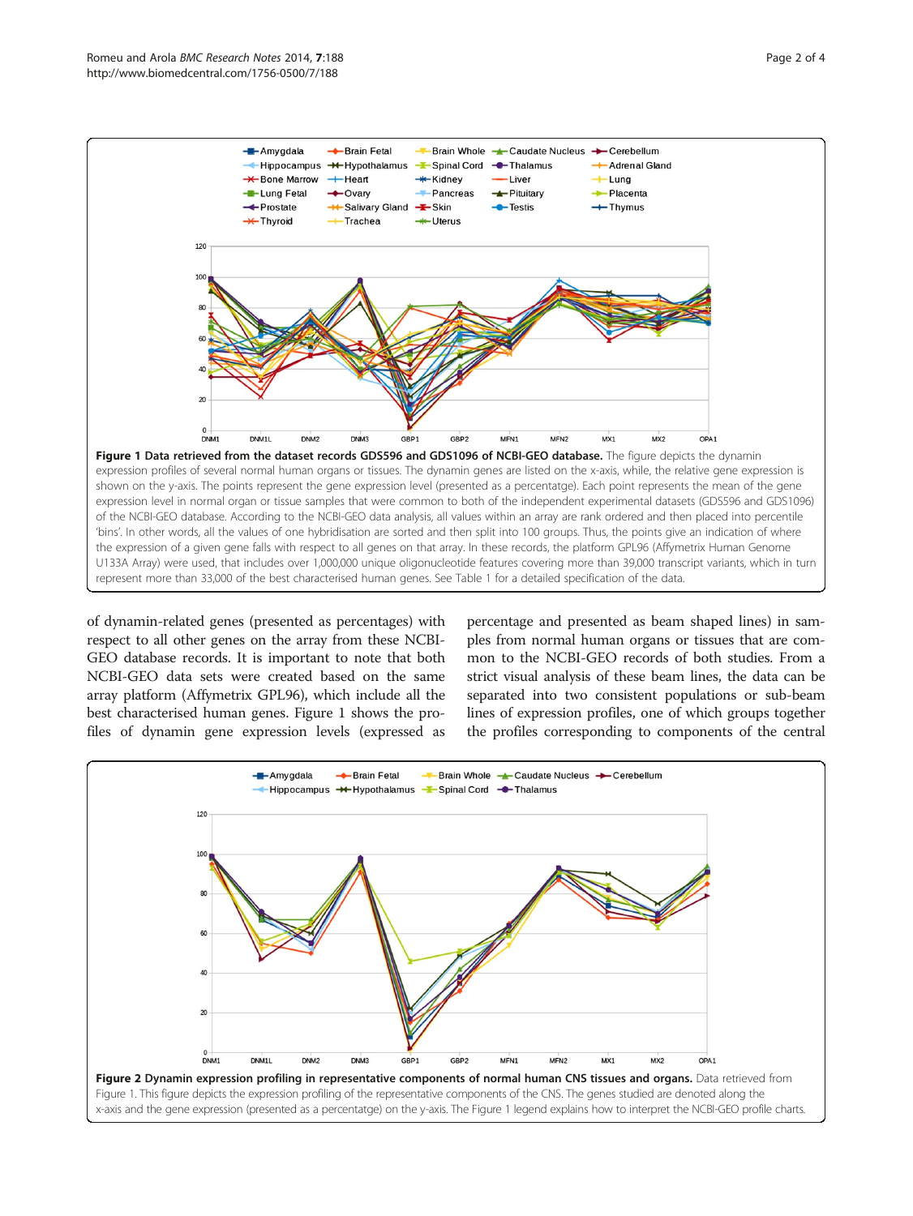**Figure 1 Data retrieved from the dataset records GDS596 and GDS1096 of NCBI-GEO database.** The figure depicts the dynamin expression profiles of several normal human organs or tissues. The dynamin genes are listed on the x-axis, while, the relative gene expression is shown on the y-axis. The points represent the gene expression level (presented as a percentatge). Each point represents the mean of the gene expression level in normal organ or tissue samples that were common to both of the independent experimental datasets (GDS596 and GDS1096) of the NCBI-GEO database. According to the NCBI-GEO data analysis, all values within an array are rank ordered and then placed into percentile 'bins'. In other words, all the values of one hybridisation are sorted and then split into 100 groups. Thus, the points give an indication of where the expression of a given gene falls with respect to all genes on that array. In these records, the platform GPL96 (Affymetrix Human Genome U133A Array) were used, that includes over 1,000,000 unique oligonucleotide features covering more than 39,000 transcript variants, which in turn represent more than 33,000 of the best characterised human genes. See Table 1 for a detailed specification of the data.

of dynamin-related genes (presented as percentages) with respect to all other genes on the array from these NCBI-GEO database records. It is important to note that both NCBI-GEO data sets were created based on the same array platform (Affymetrix GPL96), which include all the best characterised human genes. Figure 1 shows the profiles of dynamin gene expression levels (expressed as percentage and presented as beam shaped lines) in samples from normal human organs or tissues that are common to the NCBI-GEO records of both studies. From a strict visual analysis of these beam lines, the data can be separated into two consistent populations or sub-beam lines of expression profiles, one of which groups together the profiles corresponding to components of the central

**Figure 2 Dynamin expression profiling in representative components of normal human CNS tissues and organs.** Data retrieved from Figure 1. This figure depicts the expression profiling of the representative components of the CNS. The genes studied are denoted along the x-axis and the gene expression (presented as a percentatge) on the y-axis. The Figure 1 legend explains how to interpret the NCBI-GEO profile charts.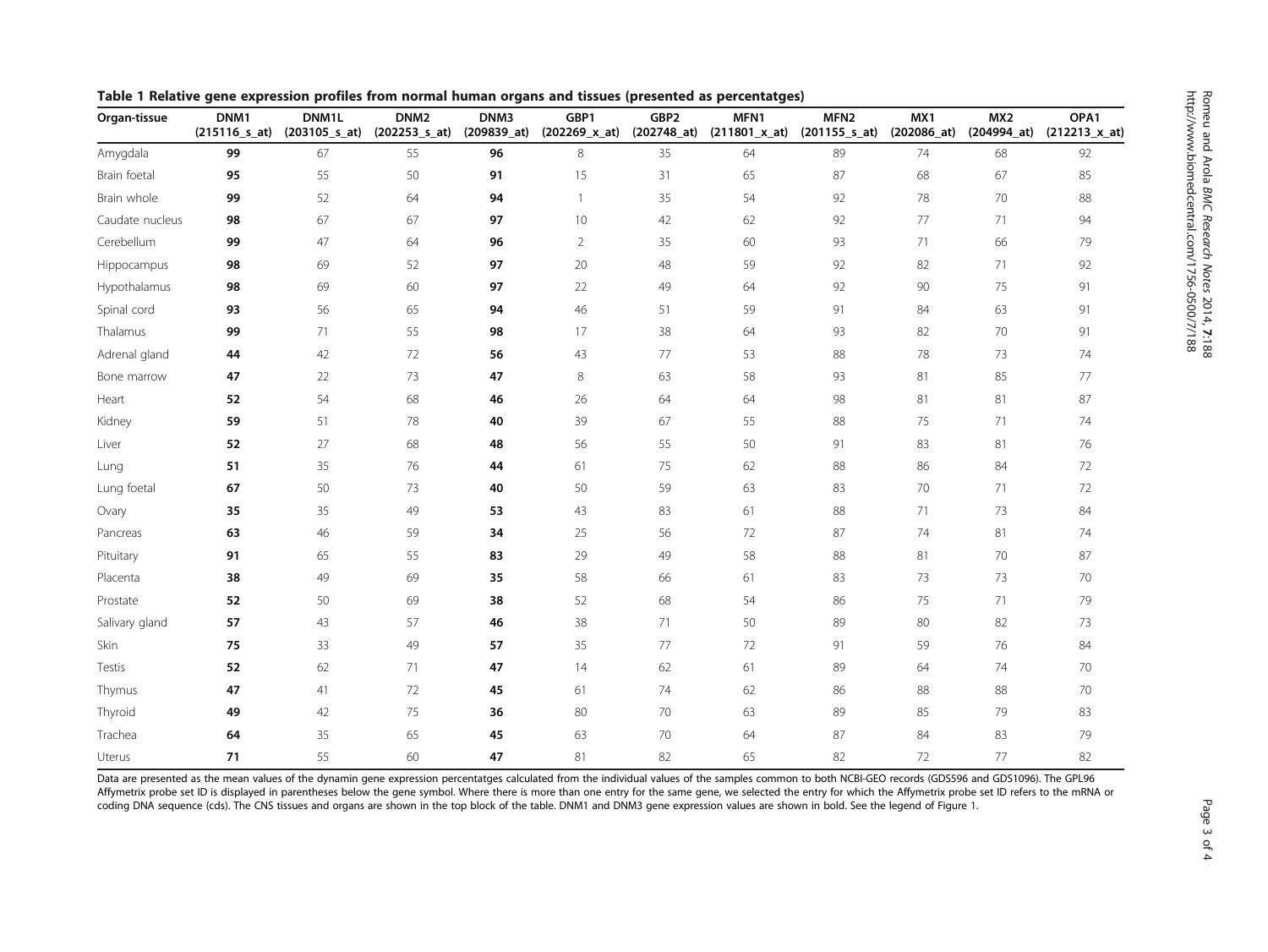**Table 1 Relative gene expression profiles from normal human organs and tissues (presented as percentatges)**

| Organ-tissue | DNM1 (215116_s_at) | DNM1L (203105_s_at) | DNM2 (202253_s_at) | DNM3 (209839_at) | GBP1 (202269_x_at) | GBP2 (202748_at) | MFN1 (211801_x_at) | MFN2 (201155_s_at) | MX1 (202086_at) | MX2 (204994_at) | OPA1 (212213_x_at) |
|---|---|---|---|---|---|---|---|---|---|---|---|
| Amygdala | **99** | 67 | 55 | **96** | 8 | 35 | 64 | 89 | 74 | 68 | 92 |
| Brain foetal | **95** | 55 | 50 | **91** | 15 | 31 | 65 | 87 | 68 | 67 | 85 |
| Brain whole | **99** | 52 | 64 | **94** | 1 | 35 | 54 | 92 | 78 | 70 | 88 |
| Caudate nucleus | **98** | 67 | 67 | **97** | 10 | 42 | 62 | 92 | 77 | 71 | 94 |
| Cerebellum | **99** | 47 | 64 | **96** | 2 | 35 | 60 | 93 | 71 | 66 | 79 |
| Hippocampus | **98** | 69 | 52 | **97** | 20 | 48 | 59 | 92 | 82 | 71 | 92 |
| Hypothalamus | **98** | 69 | 60 | **97** | 22 | 49 | 64 | 92 | 90 | 75 | 91 |
| Spinal cord | **93** | 56 | 65 | **94** | 46 | 51 | 59 | 91 | 84 | 63 | 91 |
| Thalamus | **99** | 71 | 55 | **98** | 17 | 38 | 64 | 93 | 82 | 70 | 91 |
| Adrenal gland | **44** | 42 | 72 | **56** | 43 | 77 | 53 | 88 | 78 | 73 | 74 |
| Bone marrow | **47** | 22 | 73 | **47** | 8 | 63 | 58 | 93 | 81 | 85 | 77 |
| Heart | **52** | 54 | 68 | **46** | 26 | 64 | 64 | 98 | 81 | 81 | 87 |
| Kidney | **59** | 51 | 78 | **40** | 39 | 67 | 55 | 88 | 75 | 71 | 74 |
| Liver | **52** | 27 | 68 | **48** | 56 | 55 | 50 | 91 | 83 | 81 | 76 |
| Lung | **51** | 35 | 76 | **44** | 61 | 75 | 62 | 88 | 86 | 84 | 72 |
| Lung foetal | **67** | 50 | 73 | **40** | 50 | 59 | 63 | 83 | 70 | 71 | 72 |
| Ovary | **35** | 35 | 49 | **53** | 43 | 83 | 61 | 88 | 71 | 73 | 84 |
| Pancreas | **63** | 46 | 59 | **34** | 25 | 56 | 72 | 87 | 74 | 81 | 74 |
| Pituitary | **91** | 65 | 55 | **83** | 29 | 49 | 58 | 88 | 81 | 70 | 87 |
| Placenta | **38** | 49 | 69 | **35** | 58 | 66 | 61 | 83 | 73 | 73 | 70 |
| Prostate | **52** | 50 | 69 | **38** | 52 | 68 | 54 | 86 | 75 | 71 | 79 |
| Salivary gland | **57** | 43 | 57 | **46** | 38 | 71 | 50 | 89 | 80 | 82 | 73 |
| Skin | **75** | 33 | 49 | **57** | 35 | 77 | 72 | 91 | 59 | 76 | 84 |
| Testis | **52** | 62 | 71 | **47** | 14 | 62 | 61 | 89 | 64 | 74 | 70 |
| Thymus | **47** | 41 | 72 | **45** | 61 | 74 | 62 | 86 | 88 | 88 | 70 |
| Thyroid | **49** | 42 | 75 | **36** | 80 | 70 | 63 | 89 | 85 | 79 | 83 |
| Trachea | **64** | 35 | 65 | **45** | 63 | 70 | 64 | 87 | 84 | 83 | 79 |
| Uterus | **71** | 55 | 60 | **47** | 81 | 82 | 65 | 82 | 72 | 77 | 82 |

Data are presented as the mean values of the dynamin gene expression percentatges calculated from the individual values of the samples common to both NCBI-GEO records (GDS596 and GDS1096). The GPL96 Affymetrix probe set ID is displayed in parentheses below the gene symbol. Where there is more than one entry for the same gene, we selected the entry for which the Affymetrix probe set ID refers to the mRNA or coding DNA sequence (cds). The CNS tissues and organs are shown in the top block of the table. DNM1 and DNM3 gene expression values are shown in bold. See the legend of Figure 1.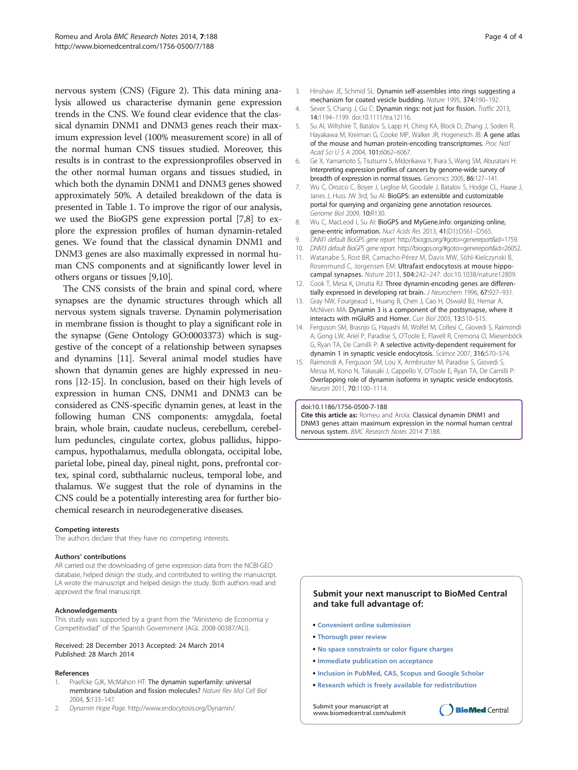nervous system (CNS) (Figure 2). This data mining analysis allowed us characterise dymanin gene expression trends in the CNS. We found clear evidence that the classical dynamin DNM1 and DNM3 genes reach their maximum expression level (100% measurement score) in all of the normal human CNS tissues studied. Moreover, this results is in contrast to the expressionprofiles observed in the other normal human organs and tissues studied, in which both the dynamin DNM1 and DNM3 genes showed approximately 50%. A detailed breakdown of the data is presented in Table 1. To improve the rigor of our analysis, we used the BioGPS gene expression portal [7,8] to explore the expression profiles of human dynamin-retaled genes. We found that the classical dynamin DNM1 and DNM3 genes are also maximally expressed in normal human CNS components and at significantly lower level in others organs or tissues [9,10].

The CNS consists of the brain and spinal cord, where synapses are the dynamic structures through which all nervous system signals traverse. Dynamin polymerisation in membrane fission is thought to play a significant role in the synapse (Gene Ontology GO:0003373) which is suggestive of the concept of a relationship between synapses and dynamins [11]. Several animal model studies have shown that dynamin genes are highly expressed in neurons [12-15]. In conclusion, based on their high levels of expression in human CNS, DNM1 and DNM3 can be considered as CNS-specific dynamin genes, at least in the following human CNS components: amygdala, foetal brain, whole brain, caudate nucleus, cerebellum, cerebellum peduncles, cingulate cortex, globus pallidus, hippocampus, hypothalamus, medulla oblongata, occipital lobe, parietal lobe, pineal day, pineal night, pons, prefrontal cortex, spinal cord, subthalamic nucleus, temporal lobe, and thalamus. We suggest that the role of dynamins in the CNS could be a potentially interesting area for further biochemical research in neurodegenerative diseases.

#### Competing interests

The authors declare that they have no competing interests.

#### Authors' contributions

AR carried out the downloading of gene expression data from the NCBI-GEO database, helped design the study, and contributed to writing the manuscript. LA wrote the manuscript and helped design the study. Both authors read and approved the final manuscript.

#### Acknowledgements

This study was supported by a grant from the "Ministerio de Economia y Competitivdad" of the Spanish Government (AGL 2008-00387/ALI).

Received: 28 December 2013 Accepted: 24 March 2014
Published: 28 March 2014

#### References

1. Praefcke GJK, McMahon HT: **The dynamin superfamily: universal membrane tubulation and fission molecules?** *Nature Rev Mol Cell Biol* 2004, **5:**133–147.
2. *Dynamin Hope Page.* http://www.endocytosis.org/Dynamin/.
3. Hinshaw JE, Schmid SL: **Dynamin self-assembles into rings suggesting a mechanism for coated vesicle budding.** *Nature* 1995, **374:**190–192.
4. Sever S, Chang J, Gu C: **Dynamin rings: not just for fission.** *Traffic* 2013, **14:**1194–1199. doi:10.1111/tra.12116.
5. Su AI, Wiltshire T, Batalov S, Lapp H, Ching KA, Block D, Zhang J, Soden R, Hayakawa M, Kreiman G, Cooke MP, Walker JR, Hogenesch JB: **A gene atlas of the mouse and human protein-encoding transcriptomes.** *Proc Natl Acad Sci U S A* 2004, **101:**6062–6067.
6. Ge X, Yamamoto S, Tsutsumi S, Midorikawa Y, Ihara S, Wang SM, Aburatani H: **Interpreting expression profiles of cancers by genome-wide survey of breadth of expression in normal tissues.** *Genomics* 2005, **86:**127–141.
7. Wu C, Orozco C, Boyer J, Leglise M, Goodale J, Batalov S, Hodge CL, Haase J, Janes J, Huss JW 3rd, Su AI: **BioGPS: an extensible and customizable portal for querying and organizing gene annotation resources.** *Genome Biol* 2009, **10:**R130.
8. Wu C, MacLeod I, Su AI: **BioGPS and MyGene.info: organizing online, gene-entric information.** *Nucl Acids Res* 2013, **41**(D1):D561–D565.
9. *DNM1 default BioGPS gene report.* http://biogps.org/#goto=genereport&id=1759.
10. *DNM3 default BioGPS gene report.* http://biogps.org/#goto=genereport&id=26052.
11. Watanabe S, Rost BR, Camacho-Pérez M, Davis MW, Söhl-Kielczynski B, Rosenmund C, Jorgensen EM: **Ultrafast endocytosis at mouse hippocampal synapses.** *Nature* 2013, **504:**242–247. doi:10.1038/nature12809.
12. Cook T, Mesa K, Urrutia RJ: **Three dynamin-encoding genes are differentially expressed in developing rat brain.** *J Neurochem* 1996, **67:**927–931.
13. Gray NW, Fourgeaud L, Huang B, Chen J, Cao H, Oswald BJ, Hemar A, McNiven MA: **Dynamin 3 is a component of the postsynapse, where it interacts with mGluR5 and Homer.** *Curr Biol* 2003, **13:**510–515.
14. Ferguson SM, Brasnjo G, Hayashi M, Wolfel M, Collesi C, Giovedi S, Raimondi A, Gong LW, Ariel P, Paradise S, O'Toole E, Flavell R, Cremona O, Miesenböck G, Ryan TA, De Camilli P: **A selective activity-dependent requirement for dynamin 1 in synaptic vesicle endocytosis.** *Science* 2007, **316:**570–574.
15. Raimondi A, Ferguson SM, Lou X, Armbruster M, Paradise S, Giovedi S, Messa M, Kono N, Takasaki J, Cappello V, O'Toole E, Ryan TA, De Camilli P: **Overlapping role of dynamin isoforms in synaptic vesicle endocytosis.** *Neuron* 2011, **70:**1100–1114.

doi:10.1186/1756-0500-7-188
**Cite this article as:** Romeu and Arola: Classical dynamin DNM1 and DNM3 genes attain maximum expression in the normal human central nervous system. *BMC Research Notes* 2014 **7**:188.

**Submit your next manuscript to BioMed Central and take full advantage of:**

- **Convenient online submission**
- **Thorough peer review**
- **No space constraints or color figure charges**
- **Immediate publication on acceptance**
- **Inclusion in PubMed, CAS, Scopus and Google Scholar**
- **Research which is freely available for redistribution**

Submit your manuscript at
www.biomedcentral.com/submit

BioMed Central